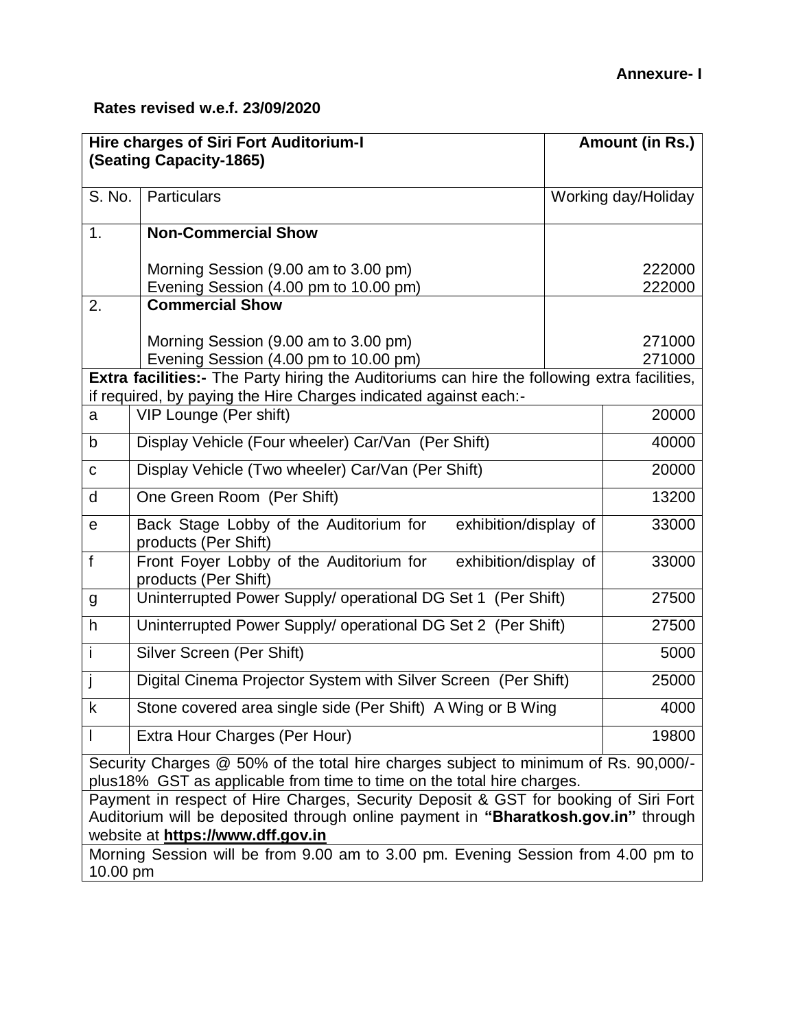**Annexure- I**

**Rates revised w.e.f. 23/09/2020**

| **Hire charges of Siri Fort Auditorium-I (Seating Capacity-1865)** | | **Amount (in Rs.)** |
|---|---|---|
| S. No. | Particulars | Working day/Holiday |
| 1. | **Non-Commercial Show** | |
| | Morning Session (9.00 am to 3.00 pm) | 222000 |
| | Evening Session (4.00 pm to 10.00 pm) | 222000 |
| 2. | **Commercial Show** | |
| | Morning Session (9.00 am to 3.00 pm) | 271000 |
| | Evening Session (4.00 pm to 10.00 pm) | 271000 |
| **Extra facilities:-** The Party hiring the Auditoriums can hire the following extra facilities, if required, by paying the Hire Charges indicated against each:- | | |
| a | VIP Lounge (Per shift) | 20000 |
| b | Display Vehicle (Four wheeler) Car/Van (Per Shift) | 40000 |
| c | Display Vehicle (Two wheeler) Car/Van (Per Shift) | 20000 |
| d | One Green Room (Per Shift) | 13200 |
| e | Back Stage Lobby of the Auditorium for exhibition/display of products (Per Shift) | 33000 |
| f | Front Foyer Lobby of the Auditorium for exhibition/display of products (Per Shift) | 33000 |
| g | Uninterrupted Power Supply/ operational DG Set 1 (Per Shift) | 27500 |
| h | Uninterrupted Power Supply/ operational DG Set 2 (Per Shift) | 27500 |
| i | Silver Screen (Per Shift) | 5000 |
| j | Digital Cinema Projector System with Silver Screen (Per Shift) | 25000 |
| k | Stone covered area single side (Per Shift) A Wing or B Wing | 4000 |
| l | Extra Hour Charges (Per Hour) | 19800 |
| Security Charges @ 50% of the total hire charges subject to minimum of Rs. 90,000/- plus18% GST as applicable from time to time on the total hire charges. | | |
| Payment in respect of Hire Charges, Security Deposit & GST for booking of Siri Fort Auditorium will be deposited through online payment in **"Bharatkosh.gov.in"** through website at **https://www.dff.gov.in** | | |
| Morning Session will be from 9.00 am to 3.00 pm. Evening Session from 4.00 pm to 10.00 pm | | |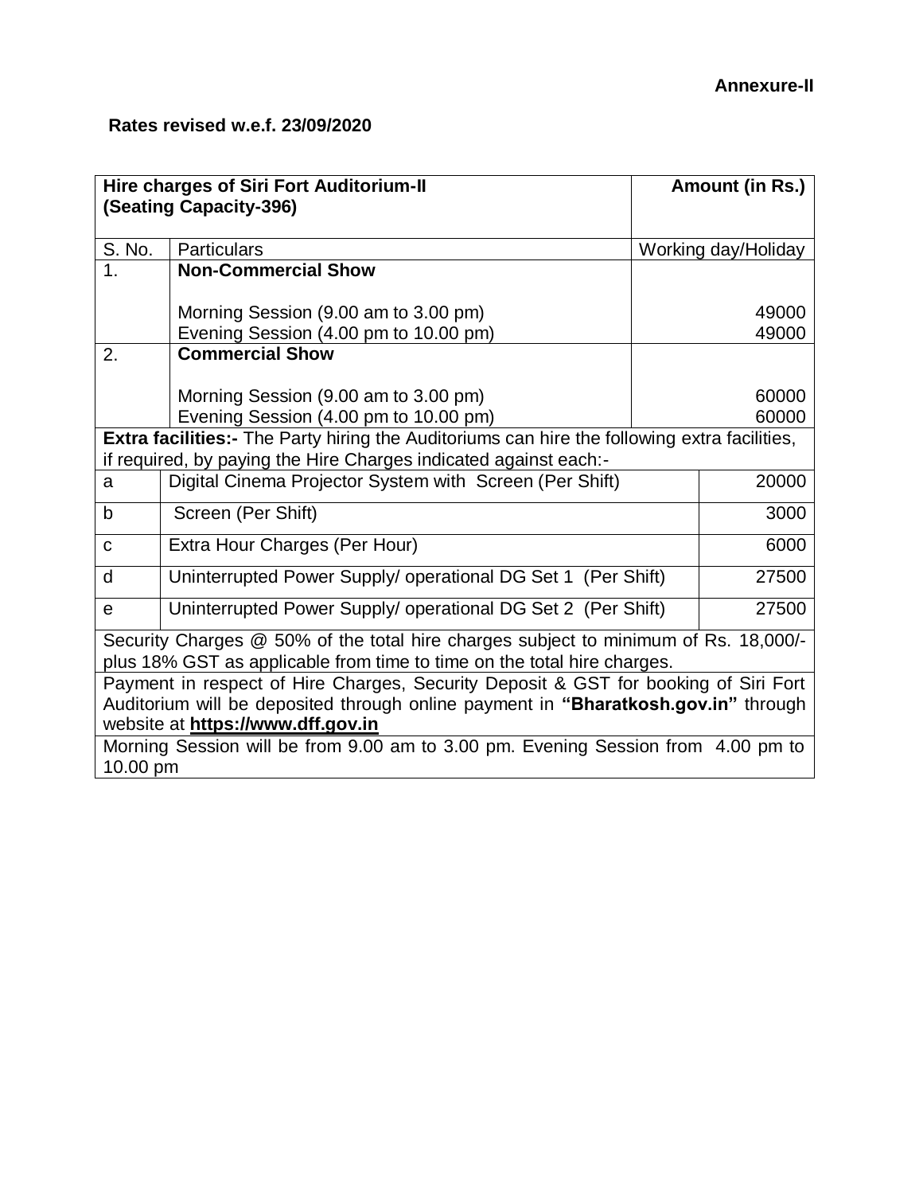**Annexure-II**

**Rates revised w.e.f. 23/09/2020**

| **Hire charges of Siri Fort Auditorium-II (Seating Capacity-396)** | | **Amount (in Rs.)** |
|---|---|---|
| S. No. | Particulars | Working day/Holiday |
| 1. | **Non-Commercial Show** | |
| | Morning Session (9.00 am to 3.00 pm) | 49000 |
| | Evening Session (4.00 pm to 10.00 pm) | 49000 |
| 2. | **Commercial Show** | |
| | Morning Session (9.00 am to 3.00 pm) | 60000 |
| | Evening Session (4.00 pm to 10.00 pm) | 60000 |
| **Extra facilities:-** The Party hiring the Auditoriums can hire the following extra facilities, if required, by paying the Hire Charges indicated against each:- | | |
| a | Digital Cinema Projector System with Screen (Per Shift) | 20000 |
| b | Screen (Per Shift) | 3000 |
| c | Extra Hour Charges (Per Hour) | 6000 |
| d | Uninterrupted Power Supply/ operational DG Set 1 (Per Shift) | 27500 |
| e | Uninterrupted Power Supply/ operational DG Set 2 (Per Shift) | 27500 |
| Security Charges @ 50% of the total hire charges subject to minimum of Rs. 18,000/- plus 18% GST as applicable from time to time on the total hire charges. | | |
| Payment in respect of Hire Charges, Security Deposit & GST for booking of Siri Fort Auditorium will be deposited through online payment in **"Bharatkosh.gov.in"** through website at **https://www.dff.gov.in** | | |
| Morning Session will be from 9.00 am to 3.00 pm. Evening Session from 4.00 pm to 10.00 pm | | |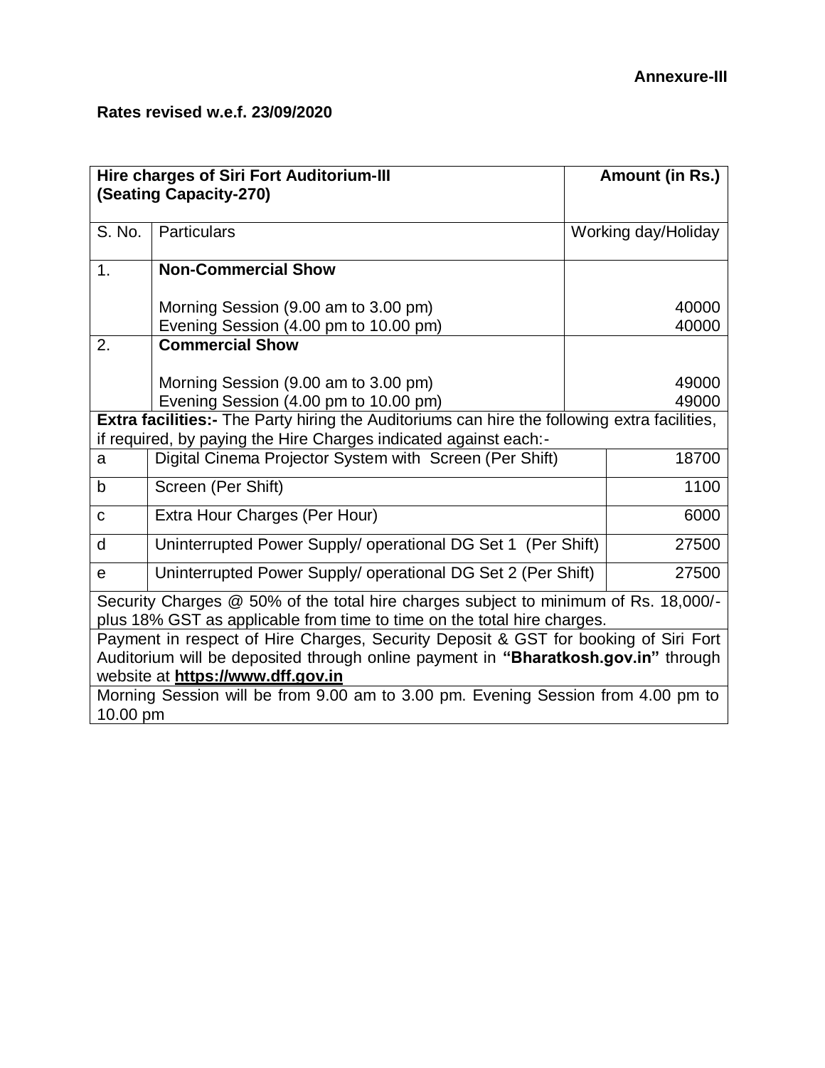**Annexure-III**

**Rates revised w.e.f. 23/09/2020**

| **Hire charges of Siri Fort Auditorium-III (Seating Capacity-270)** | | **Amount (in Rs.)** |
|---|---|---|
| S. No. | Particulars | Working day/Holiday |
| 1. | **Non-Commercial Show** | |
| | Morning Session (9.00 am to 3.00 pm) | 40000 |
| | Evening Session (4.00 pm to 10.00 pm) | 40000 |
| 2. | **Commercial Show** | |
| | Morning Session (9.00 am to 3.00 pm) | 49000 |
| | Evening Session (4.00 pm to 10.00 pm) | 49000 |
| **Extra facilities:-** The Party hiring the Auditoriums can hire the following extra facilities, if required, by paying the Hire Charges indicated against each:- | | |
| a | Digital Cinema Projector System with Screen (Per Shift) | 18700 |
| b | Screen (Per Shift) | 1100 |
| c | Extra Hour Charges (Per Hour) | 6000 |
| d | Uninterrupted Power Supply/ operational DG Set 1 (Per Shift) | 27500 |
| e | Uninterrupted Power Supply/ operational DG Set 2 (Per Shift) | 27500 |
| Security Charges @ 50% of the total hire charges subject to minimum of Rs. 18,000/- plus 18% GST as applicable from time to time on the total hire charges. | | |
| Payment in respect of Hire Charges, Security Deposit & GST for booking of Siri Fort Auditorium will be deposited through online payment in **"Bharatkosh.gov.in"** through website at **https://www.dff.gov.in** | | |
| Morning Session will be from 9.00 am to 3.00 pm. Evening Session from 4.00 pm to 10.00 pm | | |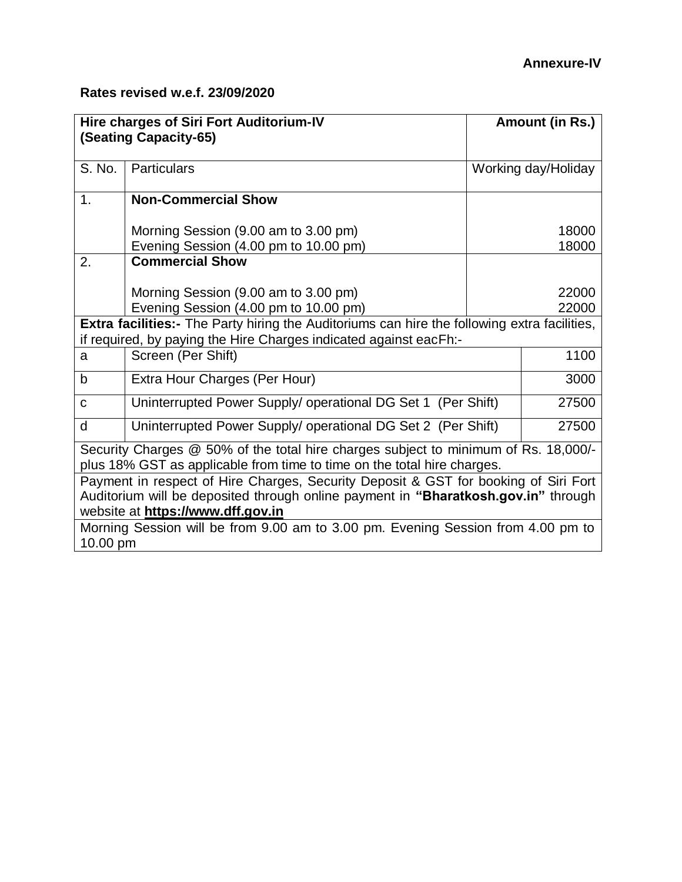**Annexure-IV**

**Rates revised w.e.f. 23/09/2020**

| **Hire charges of Siri Fort Auditorium-IV (Seating Capacity-65)** | | **Amount (in Rs.)** |
|---|---|---|
| S. No. | Particulars | Working day/Holiday |
| 1. | **Non-Commercial Show** | |
| | Morning Session (9.00 am to 3.00 pm) | 18000 |
| | Evening Session (4.00 pm to 10.00 pm) | 18000 |
| 2. | **Commercial Show** | |
| | Morning Session (9.00 am to 3.00 pm) | 22000 |
| | Evening Session (4.00 pm to 10.00 pm) | 22000 |
| **Extra facilities:-** The Party hiring the Auditoriums can hire the following extra facilities, if required, by paying the Hire Charges indicated against eacFh:- | | |
| a | Screen (Per Shift) | 1100 |
| b | Extra Hour Charges (Per Hour) | 3000 |
| c | Uninterrupted Power Supply/ operational DG Set 1 (Per Shift) | 27500 |
| d | Uninterrupted Power Supply/ operational DG Set 2 (Per Shift) | 27500 |
| Security Charges @ 50% of the total hire charges subject to minimum of Rs. 18,000/- plus 18% GST as applicable from time to time on the total hire charges. | | |
| Payment in respect of Hire Charges, Security Deposit & GST for booking of Siri Fort Auditorium will be deposited through online payment in **"Bharatkosh.gov.in"** through website at **https://www.dff.gov.in** | | |
| Morning Session will be from 9.00 am to 3.00 pm. Evening Session from 4.00 pm to 10.00 pm | | |